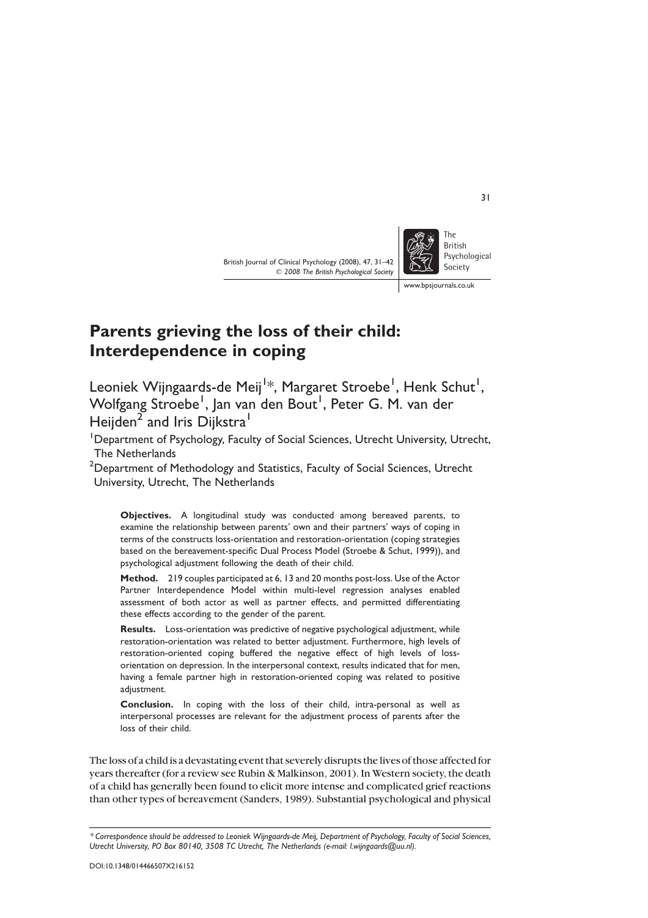# Parents grieving the loss of their child: Interdependence in coping

Leoniek Wijngaards-de Meij[1]*, Margaret Stroebe[1], Henk Schut[1], Wolfgang Stroebe[1], Jan van den Bout[1], Peter G. M. van der Heijden[2] and Iris Dijkstra[1]

[1]Department of Psychology, Faculty of Social Sciences, Utrecht University, Utrecht, The Netherlands

[2]Department of Methodology and Statistics, Faculty of Social Sciences, Utrecht University, Utrecht, The Netherlands

**Objectives.** A longitudinal study was conducted among bereaved parents, to examine the relationship between parents' own and their partners' ways of coping in terms of the constructs loss-orientation and restoration-orientation (coping strategies based on the bereavement-specific Dual Process Model (Stroebe & Schut, 1999)), and psychological adjustment following the death of their child.

**Method.** 219 couples participated at 6, 13 and 20 months post-loss. Use of the Actor Partner Interdependence Model within multi-level regression analyses enabled assessment of both actor as well as partner effects, and permitted differentiating these effects according to the gender of the parent.

**Results.** Loss-orientation was predictive of negative psychological adjustment, while restoration-orientation was related to better adjustment. Furthermore, high levels of restoration-oriented coping buffered the negative effect of high levels of loss-orientation on depression. In the interpersonal context, results indicated that for men, having a female partner high in restoration-oriented coping was related to positive adjustment.

**Conclusion.** In coping with the loss of their child, intra-personal as well as interpersonal processes are relevant for the adjustment process of parents after the loss of their child.

The loss of a child is a devastating event that severely disrupts the lives of those affected for years thereafter (for a review see Rubin & Malkinson, 2001). In Western society, the death of a child has generally been found to elicit more intense and complicated grief reactions than other types of bereavement (Sanders, 1989). Substantial psychological and physical

*Correspondence should be addressed to Leoniek Wijngaards-de Meij, Department of Psychology, Faculty of Social Sciences, Utrecht University, PO Box 80140, 3508 TC Utrecht, The Netherlands (e-mail: l.wijngaards@uu.nl).*

DOI:10.1348/014466507X216152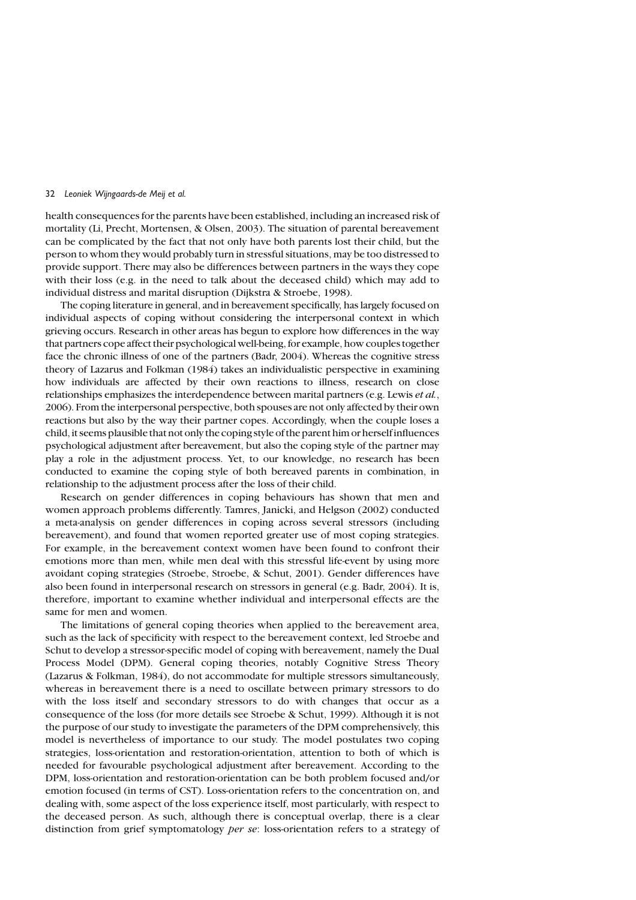health consequences for the parents have been established, including an increased risk of mortality (Li, Precht, Mortensen, & Olsen, 2003). The situation of parental bereavement can be complicated by the fact that not only have both parents lost their child, but the person to whom they would probably turn in stressful situations, may be too distressed to provide support. There may also be differences between partners in the ways they cope with their loss (e.g. in the need to talk about the deceased child) which may add to individual distress and marital disruption (Dijkstra & Stroebe, 1998).

The coping literature in general, and in bereavement specifically, has largely focused on individual aspects of coping without considering the interpersonal context in which grieving occurs. Research in other areas has begun to explore how differences in the way that partners cope affect their psychological well-being, for example, how couples together face the chronic illness of one of the partners (Badr, 2004). Whereas the cognitive stress theory of Lazarus and Folkman (1984) takes an individualistic perspective in examining how individuals are affected by their own reactions to illness, research on close relationships emphasizes the interdependence between marital partners (e.g. Lewis *et al.*, 2006). From the interpersonal perspective, both spouses are not only affected by their own reactions but also by the way their partner copes. Accordingly, when the couple loses a child, it seems plausible that not only the coping style of the parent him or herself influences psychological adjustment after bereavement, but also the coping style of the partner may play a role in the adjustment process. Yet, to our knowledge, no research has been conducted to examine the coping style of both bereaved parents in combination, in relationship to the adjustment process after the loss of their child.

Research on gender differences in coping behaviours has shown that men and women approach problems differently. Tamres, Janicki, and Helgson (2002) conducted a meta-analysis on gender differences in coping across several stressors (including bereavement), and found that women reported greater use of most coping strategies. For example, in the bereavement context women have been found to confront their emotions more than men, while men deal with this stressful life-event by using more avoidant coping strategies (Stroebe, Stroebe, & Schut, 2001). Gender differences have also been found in interpersonal research on stressors in general (e.g. Badr, 2004). It is, therefore, important to examine whether individual and interpersonal effects are the same for men and women.

The limitations of general coping theories when applied to the bereavement area, such as the lack of specificity with respect to the bereavement context, led Stroebe and Schut to develop a stressor-specific model of coping with bereavement, namely the Dual Process Model (DPM). General coping theories, notably Cognitive Stress Theory (Lazarus & Folkman, 1984), do not accommodate for multiple stressors simultaneously, whereas in bereavement there is a need to oscillate between primary stressors to do with the loss itself and secondary stressors to do with changes that occur as a consequence of the loss (for more details see Stroebe & Schut, 1999). Although it is not the purpose of our study to investigate the parameters of the DPM comprehensively, this model is nevertheless of importance to our study. The model postulates two coping strategies, loss-orientation and restoration-orientation, attention to both of which is needed for favourable psychological adjustment after bereavement. According to the DPM, loss-orientation and restoration-orientation can be both problem focused and/or emotion focused (in terms of CST). Loss-orientation refers to the concentration on, and dealing with, some aspect of the loss experience itself, most particularly, with respect to the deceased person. As such, although there is conceptual overlap, there is a clear distinction from grief symptomatology *per se*: loss-orientation refers to a strategy of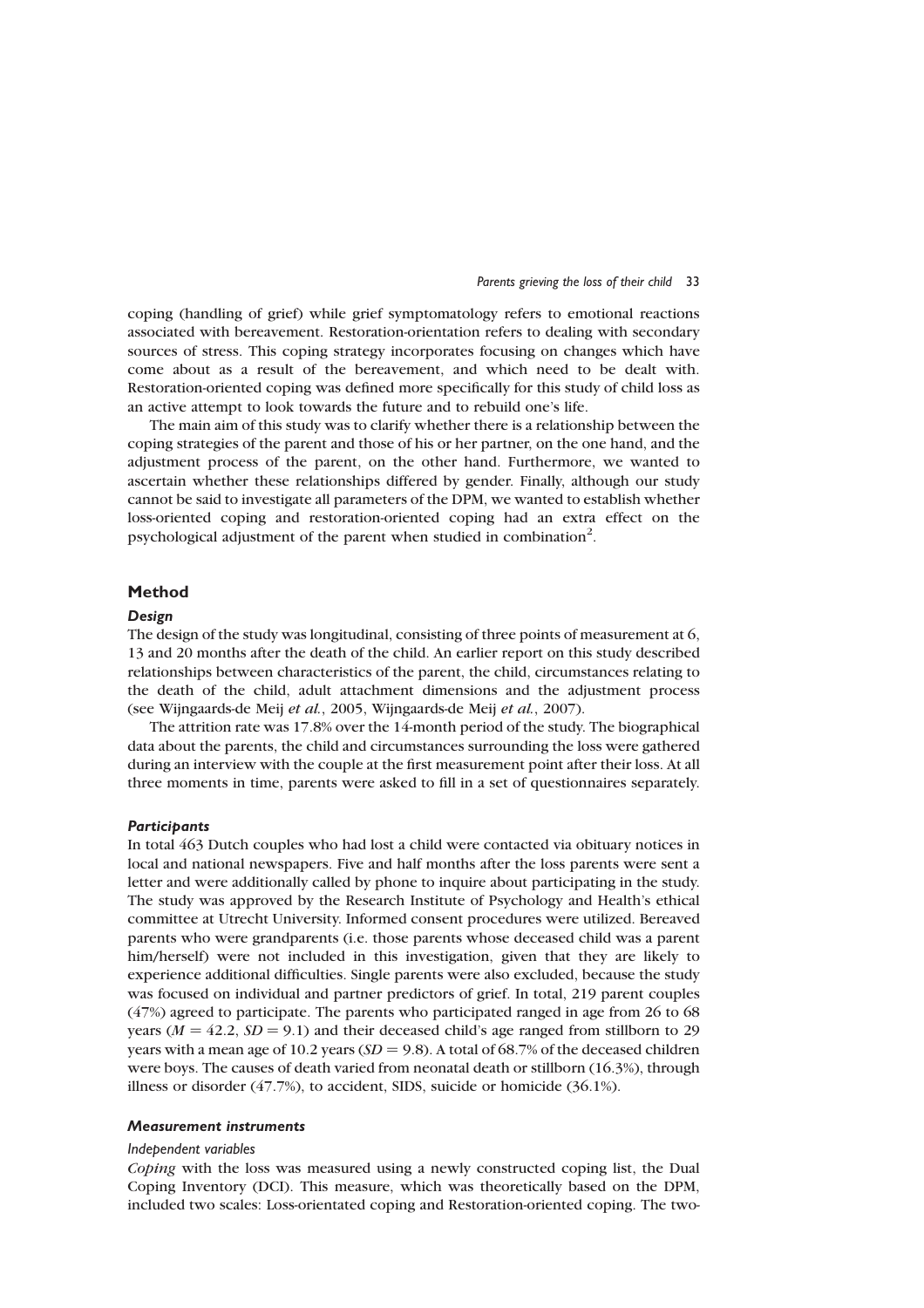coping (handling of grief) while grief symptomatology refers to emotional reactions associated with bereavement. Restoration-orientation refers to dealing with secondary sources of stress. This coping strategy incorporates focusing on changes which have come about as a result of the bereavement, and which need to be dealt with. Restoration-oriented coping was defined more specifically for this study of child loss as an active attempt to look towards the future and to rebuild one's life.

The main aim of this study was to clarify whether there is a relationship between the coping strategies of the parent and those of his or her partner, on the one hand, and the adjustment process of the parent, on the other hand. Furthermore, we wanted to ascertain whether these relationships differed by gender. Finally, although our study cannot be said to investigate all parameters of the DPM, we wanted to establish whether loss-oriented coping and restoration-oriented coping had an extra effect on the psychological adjustment of the parent when studied in combination[2].

## Method

### Design

The design of the study was longitudinal, consisting of three points of measurement at 6, 13 and 20 months after the death of the child. An earlier report on this study described relationships between characteristics of the parent, the child, circumstances relating to the death of the child, adult attachment dimensions and the adjustment process (see Wijngaards-de Meij *et al.*, 2005, Wijngaards-de Meij *et al.*, 2007).

The attrition rate was 17.8% over the 14-month period of the study. The biographical data about the parents, the child and circumstances surrounding the loss were gathered during an interview with the couple at the first measurement point after their loss. At all three moments in time, parents were asked to fill in a set of questionnaires separately.

### Participants

In total 463 Dutch couples who had lost a child were contacted via obituary notices in local and national newspapers. Five and half months after the loss parents were sent a letter and were additionally called by phone to inquire about participating in the study. The study was approved by the Research Institute of Psychology and Health's ethical committee at Utrecht University. Informed consent procedures were utilized. Bereaved parents who were grandparents (i.e. those parents whose deceased child was a parent him/herself) were not included in this investigation, given that they are likely to experience additional difficulties. Single parents were also excluded, because the study was focused on individual and partner predictors of grief. In total, 219 parent couples (47%) agreed to participate. The parents who participated ranged in age from 26 to 68 years ($M = 42.2$, $SD = 9.1$) and their deceased child's age ranged from stillborn to 29 years with a mean age of 10.2 years ($SD = 9.8$). A total of 68.7% of the deceased children were boys. The causes of death varied from neonatal death or stillborn (16.3%), through illness or disorder (47.7%), to accident, SIDS, suicide or homicide (36.1%).

### Measurement instruments

#### Independent variables

*Coping* with the loss was measured using a newly constructed coping list, the Dual Coping Inventory (DCI). This measure, which was theoretically based on the DPM, included two scales: Loss-orientated coping and Restoration-oriented coping. The two-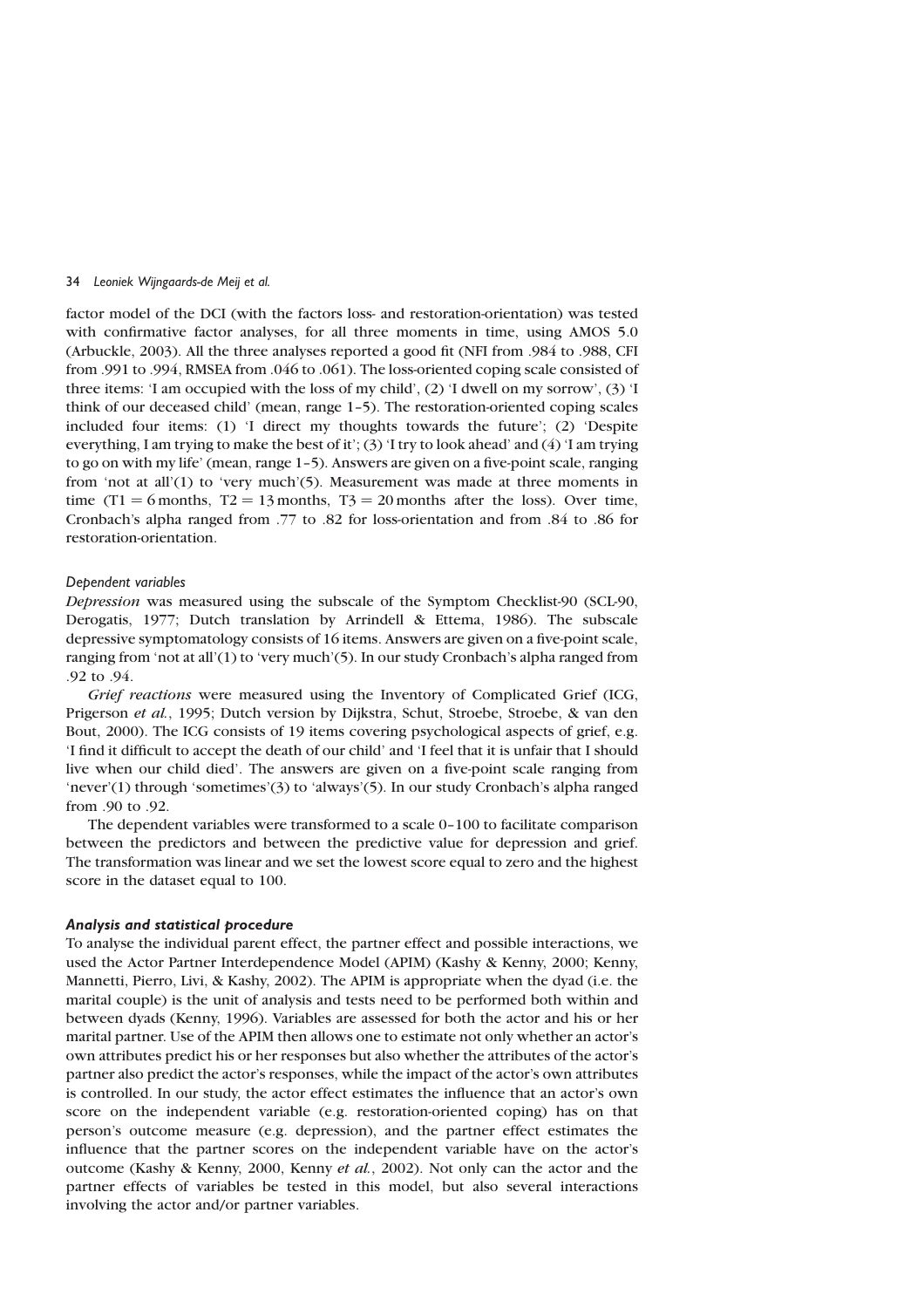factor model of the DCI (with the factors loss- and restoration-orientation) was tested with confirmative factor analyses, for all three moments in time, using AMOS 5.0 (Arbuckle, 2003). All the three analyses reported a good fit (NFI from .984 to .988, CFI from .991 to .994, RMSEA from .046 to .061). The loss-oriented coping scale consisted of three items: 'I am occupied with the loss of my child', (2) 'I dwell on my sorrow', (3) 'I think of our deceased child' (mean, range 1–5). The restoration-oriented coping scales included four items: (1) 'I direct my thoughts towards the future'; (2) 'Despite everything, I am trying to make the best of it'; (3) 'I try to look ahead' and (4) 'I am trying to go on with my life' (mean, range 1–5). Answers are given on a five-point scale, ranging from 'not at all'(1) to 'very much'(5). Measurement was made at three moments in time ($T1 = 6$ months, $T2 = 13$ months, $T3 = 20$ months after the loss). Over time, Cronbach's alpha ranged from .77 to .82 for loss-orientation and from .84 to .86 for restoration-orientation.

*Dependent variables*

*Depression* was measured using the subscale of the Symptom Checklist-90 (SCL-90, Derogatis, 1977; Dutch translation by Arrindell & Ettema, 1986). The subscale depressive symptomatology consists of 16 items. Answers are given on a five-point scale, ranging from 'not at all'(1) to 'very much'(5). In our study Cronbach's alpha ranged from .92 to .94.

*Grief reactions* were measured using the Inventory of Complicated Grief (ICG, Prigerson *et al.*, 1995; Dutch version by Dijkstra, Schut, Stroebe, Stroebe, & van den Bout, 2000). The ICG consists of 19 items covering psychological aspects of grief, e.g. 'I find it difficult to accept the death of our child' and 'I feel that it is unfair that I should live when our child died'. The answers are given on a five-point scale ranging from 'never'(1) through 'sometimes'(3) to 'always'(5). In our study Cronbach's alpha ranged from .90 to .92.

The dependent variables were transformed to a scale 0–100 to facilitate comparison between the predictors and between the predictive value for depression and grief. The transformation was linear and we set the lowest score equal to zero and the highest score in the dataset equal to 100.

### Analysis and statistical procedure

To analyse the individual parent effect, the partner effect and possible interactions, we used the Actor Partner Interdependence Model (APIM) (Kashy & Kenny, 2000; Kenny, Mannetti, Pierro, Livi, & Kashy, 2002). The APIM is appropriate when the dyad (i.e. the marital couple) is the unit of analysis and tests need to be performed both within and between dyads (Kenny, 1996). Variables are assessed for both the actor and his or her marital partner. Use of the APIM then allows one to estimate not only whether an actor's own attributes predict his or her responses but also whether the attributes of the actor's partner also predict the actor's responses, while the impact of the actor's own attributes is controlled. In our study, the actor effect estimates the influence that an actor's own score on the independent variable (e.g. restoration-oriented coping) has on that person's outcome measure (e.g. depression), and the partner effect estimates the influence that the partner scores on the independent variable have on the actor's outcome (Kashy & Kenny, 2000, Kenny *et al.*, 2002). Not only can the actor and the partner effects of variables be tested in this model, but also several interactions involving the actor and/or partner variables.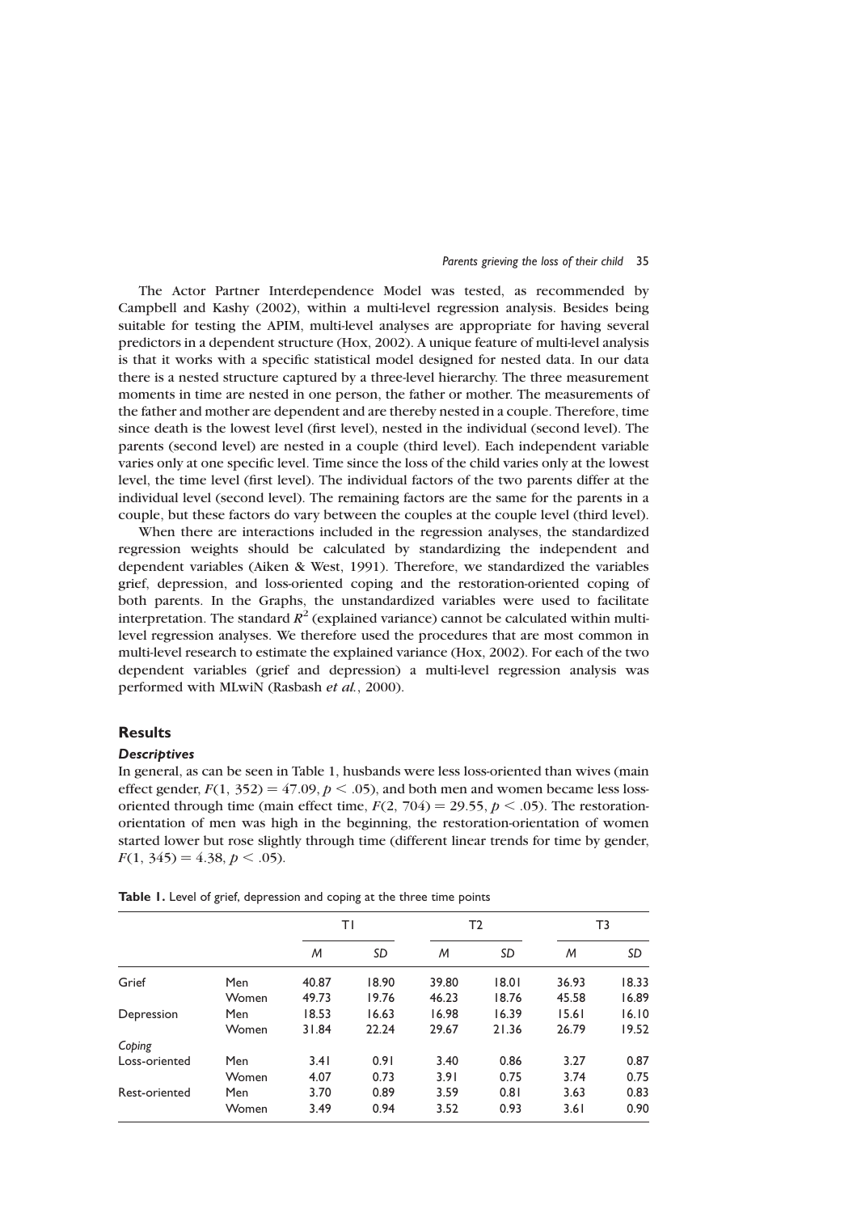The Actor Partner Interdependence Model was tested, as recommended by Campbell and Kashy (2002), within a multi-level regression analysis. Besides being suitable for testing the APIM, multi-level analyses are appropriate for having several predictors in a dependent structure (Hox, 2002). A unique feature of multi-level analysis is that it works with a specific statistical model designed for nested data. In our data there is a nested structure captured by a three-level hierarchy. The three measurement moments in time are nested in one person, the father or mother. The measurements of the father and mother are dependent and are thereby nested in a couple. Therefore, time since death is the lowest level (first level), nested in the individual (second level). The parents (second level) are nested in a couple (third level). Each independent variable varies only at one specific level. Time since the loss of the child varies only at the lowest level, the time level (first level). The individual factors of the two parents differ at the individual level (second level). The remaining factors are the same for the parents in a couple, but these factors do vary between the couples at the couple level (third level).

When there are interactions included in the regression analyses, the standardized regression weights should be calculated by standardizing the independent and dependent variables (Aiken & West, 1991). Therefore, we standardized the variables grief, depression, and loss-oriented coping and the restoration-oriented coping of both parents. In the Graphs, the unstandardized variables were used to facilitate interpretation. The standard $R^2$ (explained variance) cannot be calculated within multi-level regression analyses. We therefore used the procedures that are most common in multi-level research to estimate the explained variance (Hox, 2002). For each of the two dependent variables (grief and depression) a multi-level regression analysis was performed with MLwiN (Rasbash *et al.*, 2000).

## Results

### *Descriptives*

In general, as can be seen in Table 1, husbands were less loss-oriented than wives (main effect gender, $F(1, 352) = 47.09$, $p < .05$), and both men and women became less loss-oriented through time (main effect time, $F(2, 704) = 29.55$, $p < .05$). The restoration-orientation of men was high in the beginning, the restoration-orientation of women started lower but rose slightly through time (different linear trends for time by gender, $F(1, 345) = 4.38$, $p < .05$).

**Table 1.** Level of grief, depression and coping at the three time points

| | | T1 | | T2 | | T3 | |
|---|---|---|---|---|---|---|---|
| | | *M* | *SD* | *M* | *SD* | *M* | *SD* |
| Grief | Men | 40.87 | 18.90 | 39.80 | 18.01 | 36.93 | 18.33 |
| | Women | 49.73 | 19.76 | 46.23 | 18.76 | 45.58 | 16.89 |
| Depression | Men | 18.53 | 16.63 | 16.98 | 16.39 | 15.61 | 16.10 |
| | Women | 31.84 | 22.24 | 29.67 | 21.36 | 26.79 | 19.52 |
| *Coping* | | | | | | | |
| Loss-oriented | Men | 3.41 | 0.91 | 3.40 | 0.86 | 3.27 | 0.87 |
| | Women | 4.07 | 0.73 | 3.91 | 0.75 | 3.74 | 0.75 |
| Rest-oriented | Men | 3.70 | 0.89 | 3.59 | 0.81 | 3.63 | 0.83 |
| | Women | 3.49 | 0.94 | 3.52 | 0.93 | 3.61 | 0.90 |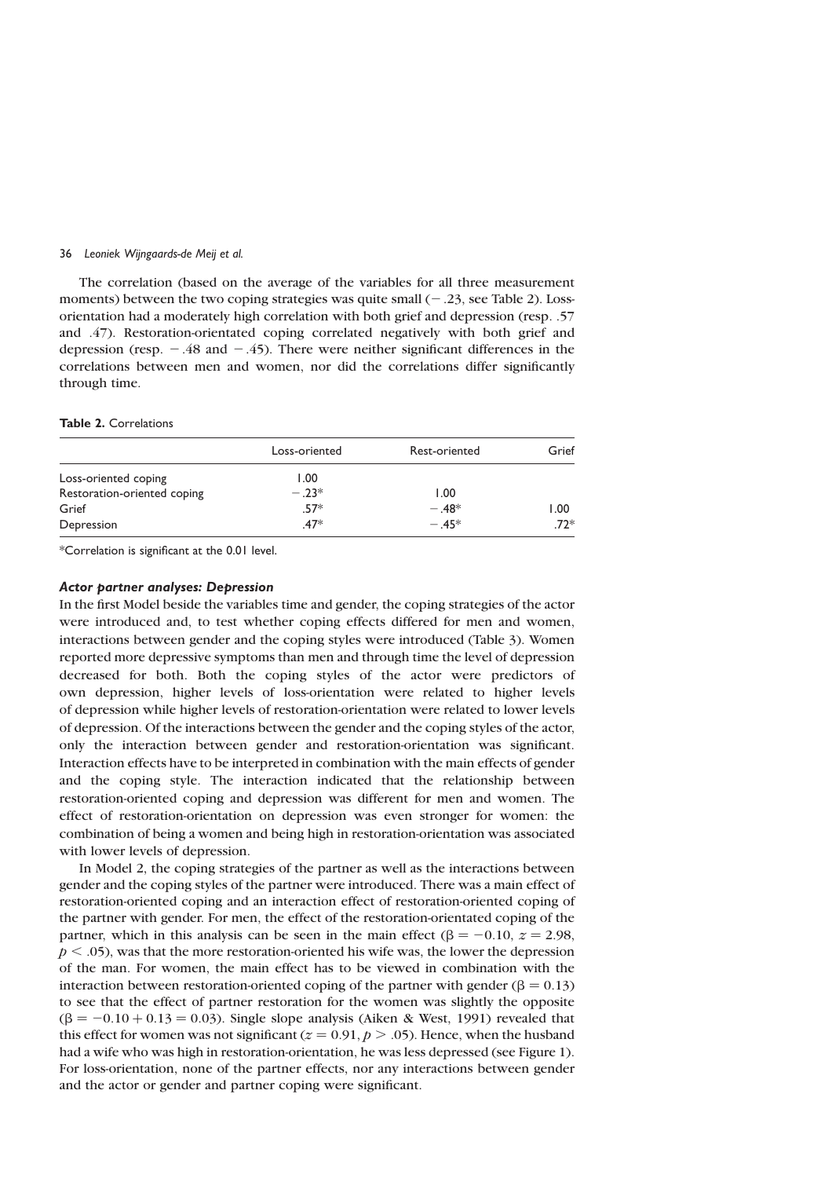The correlation (based on the average of the variables for all three measurement moments) between the two coping strategies was quite small (−.23, see Table 2). Loss-orientation had a moderately high correlation with both grief and depression (resp. .57 and .47). Restoration-orientated coping correlated negatively with both grief and depression (resp. −.48 and −.45). There were neither significant differences in the correlations between men and women, nor did the correlations differ significantly through time.

**Table 2.** Correlations

| | Loss-oriented | Rest-oriented | Grief |
|---|---|---|---|
| Loss-oriented coping | 1.00 | | |
| Restoration-oriented coping | −.23* | 1.00 | |
| Grief | .57* | −.48* | 1.00 |
| Depression | .47* | −.45* | .72* |

*Correlation is significant at the 0.01 level.

### *Actor partner analyses: Depression*

In the first Model beside the variables time and gender, the coping strategies of the actor were introduced and, to test whether coping effects differed for men and women, interactions between gender and the coping styles were introduced (Table 3). Women reported more depressive symptoms than men and through time the level of depression decreased for both. Both the coping styles of the actor were predictors of own depression, higher levels of loss-orientation were related to higher levels of depression while higher levels of restoration-orientation were related to lower levels of depression. Of the interactions between the gender and the coping styles of the actor, only the interaction between gender and restoration-orientation was significant. Interaction effects have to be interpreted in combination with the main effects of gender and the coping style. The interaction indicated that the relationship between restoration-oriented coping and depression was different for men and women. The effect of restoration-orientation on depression was even stronger for women: the combination of being a women and being high in restoration-orientation was associated with lower levels of depression.

In Model 2, the coping strategies of the partner as well as the interactions between gender and the coping styles of the partner were introduced. There was a main effect of restoration-oriented coping and an interaction effect of restoration-oriented coping of the partner with gender. For men, the effect of the restoration-orientated coping of the partner, which in this analysis can be seen in the main effect ($\beta = -0.10$, $z = 2.98$, $p < .05$), was that the more restoration-oriented his wife was, the lower the depression of the man. For women, the main effect has to be viewed in combination with the interaction between restoration-oriented coping of the partner with gender ($\beta = 0.13$) to see that the effect of partner restoration for the women was slightly the opposite ($\beta = -0.10 + 0.13 = 0.03$). Single slope analysis (Aiken & West, 1991) revealed that this effect for women was not significant ($z = 0.91$, $p > .05$). Hence, when the husband had a wife who was high in restoration-orientation, he was less depressed (see Figure 1). For loss-orientation, none of the partner effects, nor any interactions between gender and the actor or gender and partner coping were significant.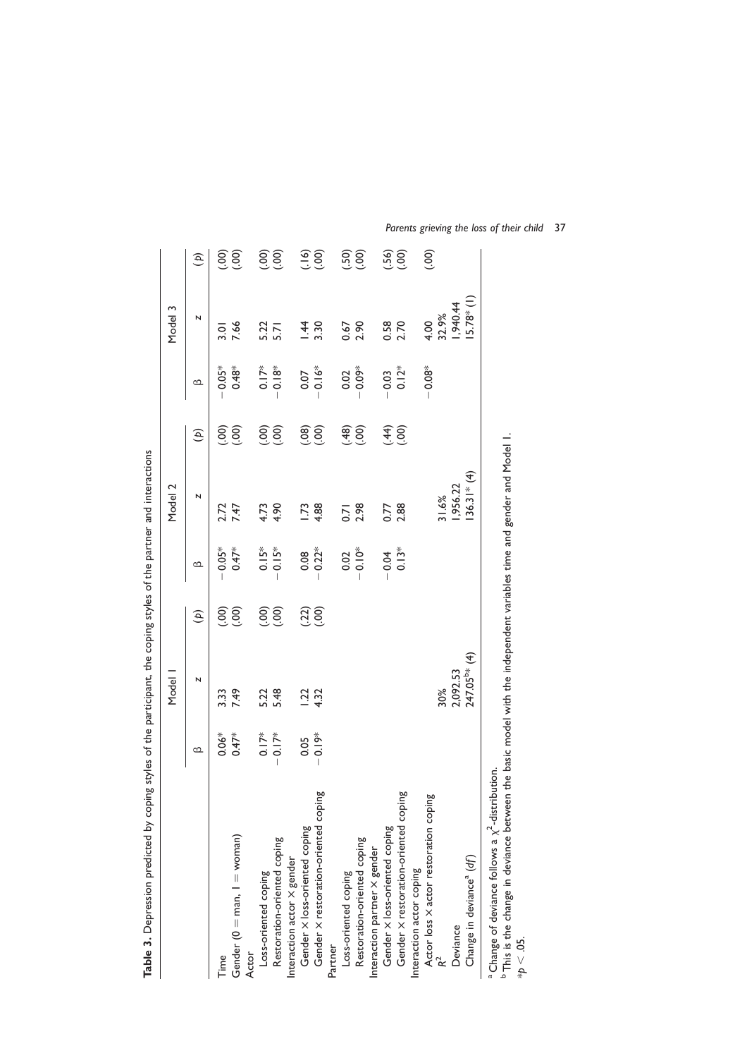**Table 3.** Depression predicted by coping styles of the participant, the coping styles of the partner and interactions

| | Model 1 | | | Model 2 | | | Model 3 | | |
|---|---|---|---|---|---|---|---|---|---|
| | β | z | (p) | β | z | (p) | β | z | (p) |
| Time | 0.06* | 3.33 | (.00) | −0.05* | 2.72 | (.00) | −0.05* | 3.01 | (.00) |
| Gender (0 = man, 1 = woman) | 0.47* | 7.49 | (.00) | 0.47* | 7.47 | (.00) | 0.48* | 7.66 | (.00) |
| Actor | | | | | | | | | |
| Loss-oriented coping | 0.17* | 5.22 | (.00) | 0.15* | 4.73 | (.00) | 0.17* | 5.22 | (.00) |
| Restoration-oriented coping | −0.17* | 5.48 | (.00) | −0.15* | 4.90 | (.00) | −0.18* | 5.71 | (.00) |
| Interaction actor × gender | | | | | | | | | |
| Gender × loss-oriented coping | 0.05 | 1.22 | (.22) | 0.08 | 1.73 | (.08) | 0.07 | 1.44 | (.16) |
| Gender × restoration-oriented coping | −0.19* | 4.32 | (.00) | −0.22* | 4.88 | (.00) | −0.16* | 3.30 | (.00) |
| Partner | | | | | | | | | |
| Loss-oriented coping | | | | 0.02 | 0.71 | (.48) | 0.02 | 0.67 | (.50) |
| Restoration-oriented coping | | | | −0.10* | 2.98 | (.00) | −0.09* | 2.90 | (.00) |
| Interaction partner × gender | | | | | | | | | |
| Gender × loss-oriented coping | | | | −0.04 | 0.77 | (.44) | −0.03 | 0.58 | (.56) |
| Gender × restoration-oriented coping | | | | 0.13* | 2.88 | (.00) | 0.12* | 2.70 | (.00) |
| Interaction actor coping | | | | | | | | | |
| Actor loss × actor restoration coping | | | | | | | −0.08* | 4.00 | (.00) |
| $R^2$ | | 30% | | | 31.6% | | | 32.9% | |
| Deviance | | 2,092.53 | | | 1,956.22 | | | 1,940.44 | |
| Change in deviance[a] (*df*) | | 247.05[b]* (4) | | | 136.31* (4) | | | 15.78* (1) | |

[a] Change of deviance follows a $\chi^2$-distribution.
[b] This is the change in deviance between the basic model with the independent variables time and gender and Model 1.
*$p < .05$.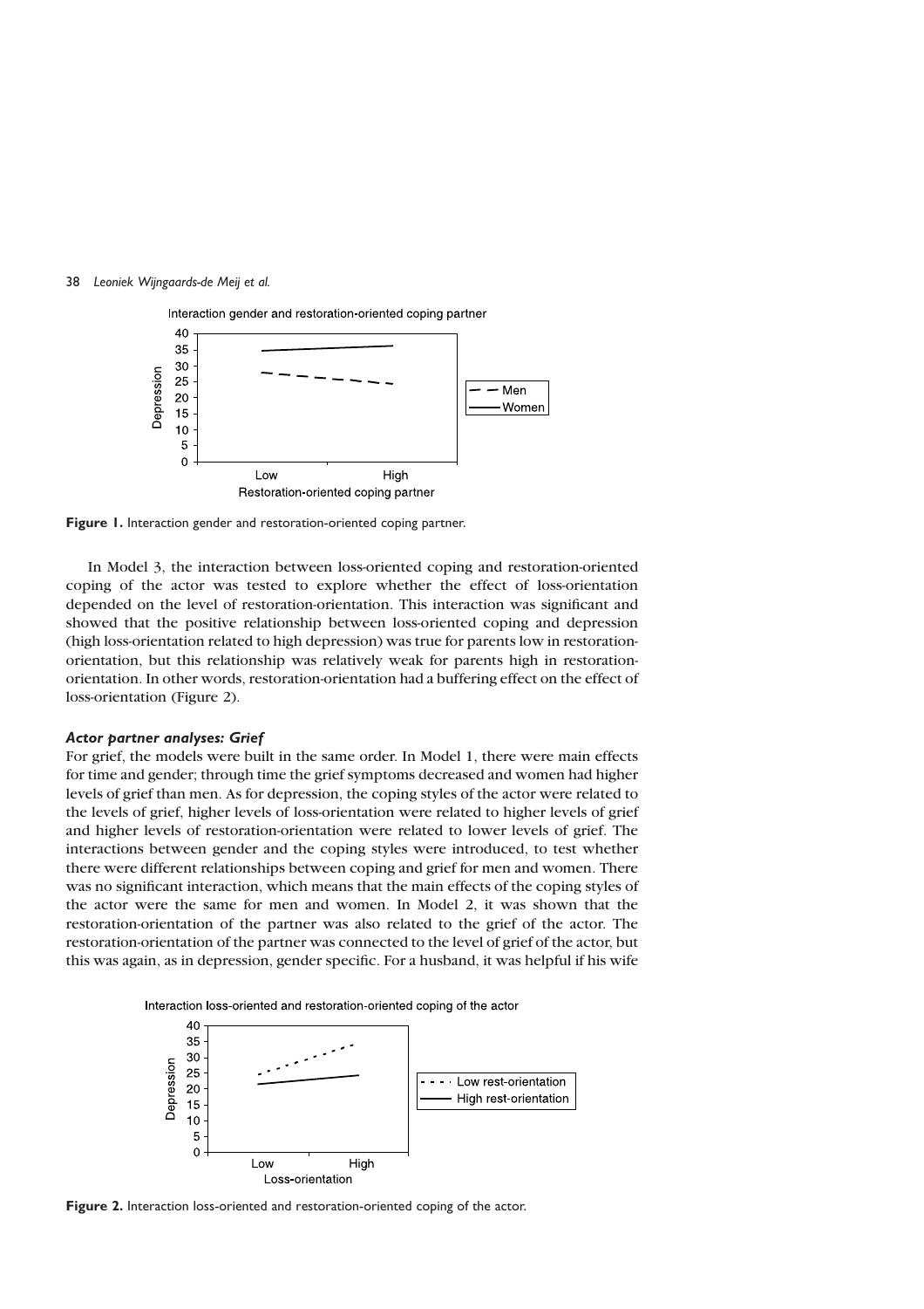Figure 1. Interaction gender and restoration-oriented coping partner.

In Model 3, the interaction between loss-oriented coping and restoration-oriented coping of the actor was tested to explore whether the effect of loss-orientation depended on the level of restoration-orientation. This interaction was significant and showed that the positive relationship between loss-oriented coping and depression (high loss-orientation related to high depression) was true for parents low in restoration-orientation, but this relationship was relatively weak for parents high in restoration-orientation. In other words, restoration-orientation had a buffering effect on the effect of loss-orientation (Figure 2).

### *Actor partner analyses: Grief*

For grief, the models were built in the same order. In Model 1, there were main effects for time and gender; through time the grief symptoms decreased and women had higher levels of grief than men. As for depression, the coping styles of the actor were related to the levels of grief, higher levels of loss-orientation were related to higher levels of grief and higher levels of restoration-orientation were related to lower levels of grief. The interactions between gender and the coping styles were introduced, to test whether there were different relationships between coping and grief for men and women. There was no significant interaction, which means that the main effects of the coping styles of the actor were the same for men and women. In Model 2, it was shown that the restoration-orientation of the partner was also related to the grief of the actor. The restoration-orientation of the partner was connected to the level of grief of the actor, but this was again, as in depression, gender specific. For a husband, it was helpful if his wife

Figure 2. Interaction loss-oriented and restoration-oriented coping of the actor.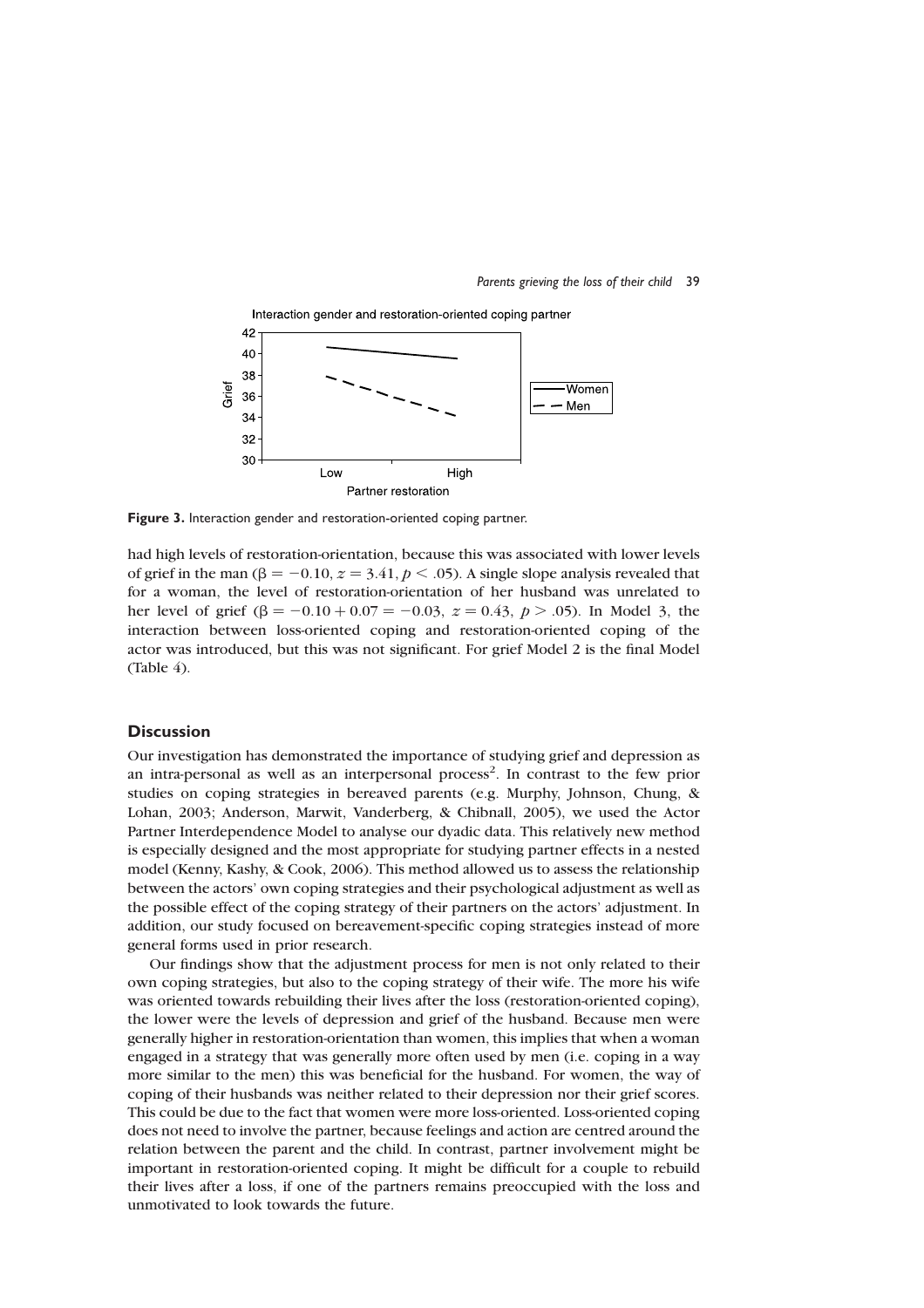Figure 3. Interaction gender and restoration-oriented coping partner.

had high levels of restoration-orientation, because this was associated with lower levels of grief in the man ($\beta = -0.10$, $z = 3.41$, $p < .05$). A single slope analysis revealed that for a woman, the level of restoration-orientation of her husband was unrelated to her level of grief ($\beta = -0.10 + 0.07 = -0.03$, $z = 0.43$, $p > .05$). In Model 3, the interaction between loss-oriented coping and restoration-oriented coping of the actor was introduced, but this was not significant. For grief Model 2 is the final Model (Table 4).

## Discussion

Our investigation has demonstrated the importance of studying grief and depression as an intra-personal as well as an interpersonal process[2]. In contrast to the few prior studies on coping strategies in bereaved parents (e.g. Murphy, Johnson, Chung, & Lohan, 2003; Anderson, Marwit, Vanderberg, & Chibnall, 2005), we used the Actor Partner Interdependence Model to analyse our dyadic data. This relatively new method is especially designed and the most appropriate for studying partner effects in a nested model (Kenny, Kashy, & Cook, 2006). This method allowed us to assess the relationship between the actors' own coping strategies and their psychological adjustment as well as the possible effect of the coping strategy of their partners on the actors' adjustment. In addition, our study focused on bereavement-specific coping strategies instead of more general forms used in prior research.

Our findings show that the adjustment process for men is not only related to their own coping strategies, but also to the coping strategy of their wife. The more his wife was oriented towards rebuilding their lives after the loss (restoration-oriented coping), the lower were the levels of depression and grief of the husband. Because men were generally higher in restoration-orientation than women, this implies that when a woman engaged in a strategy that was generally more often used by men (i.e. coping in a way more similar to the men) this was beneficial for the husband. For women, the way of coping of their husbands was neither related to their depression nor their grief scores. This could be due to the fact that women were more loss-oriented. Loss-oriented coping does not need to involve the partner, because feelings and action are centred around the relation between the parent and the child. In contrast, partner involvement might be important in restoration-oriented coping. It might be difficult for a couple to rebuild their lives after a loss, if one of the partners remains preoccupied with the loss and unmotivated to look towards the future.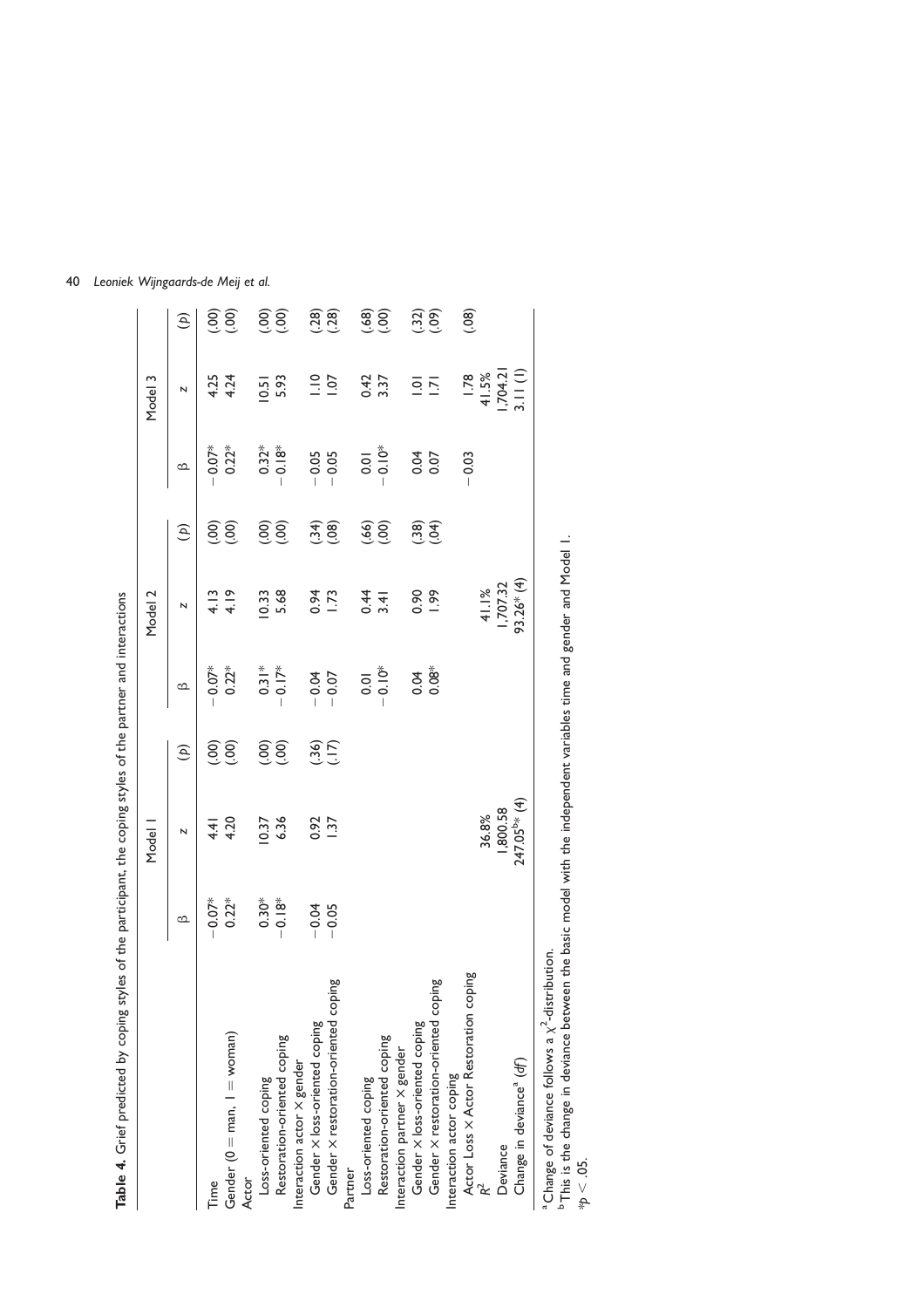**Table 4.** Grief predicted by coping styles of the participant, the coping styles of the partner and interactions

| | Model 1 | | | Model 2 | | | Model 3 | | |
|---|---|---|---|---|---|---|---|---|---|
| | β | z | (p) | β | z | (p) | β | z | (p) |
| Time | −0.07* | 4.41 | (.00) | −0.07* | 4.13 | (.00) | −0.07* | 4.25 | (.00) |
| Gender (0 = man, 1 = woman) | 0.22* | 4.20 | (.00) | 0.22* | 4.19 | (.00) | 0.22* | 4.24 | (.00) |
| Actor | | | | | | | | | |
| Loss-oriented coping | 0.30* | 10.37 | (.00) | 0.31* | 10.33 | (.00) | 0.32* | 10.51 | (.00) |
| Restoration-oriented coping | −0.18* | 6.36 | (.00) | −0.17* | 5.68 | (.00) | −0.18* | 5.93 | (.00) |
| Interaction actor × gender | | | | | | | | | |
| Gender × loss-oriented coping | −0.04 | 0.92 | (.36) | −0.04 | 0.94 | (.34) | −0.05 | 1.10 | (.28) |
| Gender × restoration-oriented coping | −0.05 | 1.37 | (.17) | −0.07 | 1.73 | (.08) | −0.05 | 1.07 | (.28) |
| Partner | | | | | | | | | |
| Loss-oriented coping | | | | 0.01 | 0.44 | (.66) | 0.01 | 0.42 | (.68) |
| Restoration-oriented coping | | | | −0.10* | 3.41 | (.00) | −0.10* | 3.37 | (.00) |
| Interaction partner × gender | | | | | | | | | |
| Gender × loss-oriented coping | | | | 0.04 | 0.90 | (.38) | 0.04 | 1.01 | (.32) |
| Gender × restoration-oriented coping | | | | 0.08* | 1.99 | (.04) | 0.07 | 1.71 | (.09) |
| Interaction actor coping | | | | | | | | | |
| Actor Loss × Actor Restoration coping | | | | | | | −0.03 | 1.78 | (.08) |
| $R^2$ | | 36.8% | | | 41.1% | | | 41.5% | |
| Deviance | | 1,800.58 | | | 1,707.32 | | | 1,704.21 | |
| Change in deviance[a] (*df*) | | 247.05[b]* (4) | | | 93.26* (4) | | | 3.11 (1) | |

[a] Change of deviance follows a $\chi^2$-distribution.

[b] This is the change in deviance between the basic model with the independent variables time and gender and Model 1.

*$p < .05$.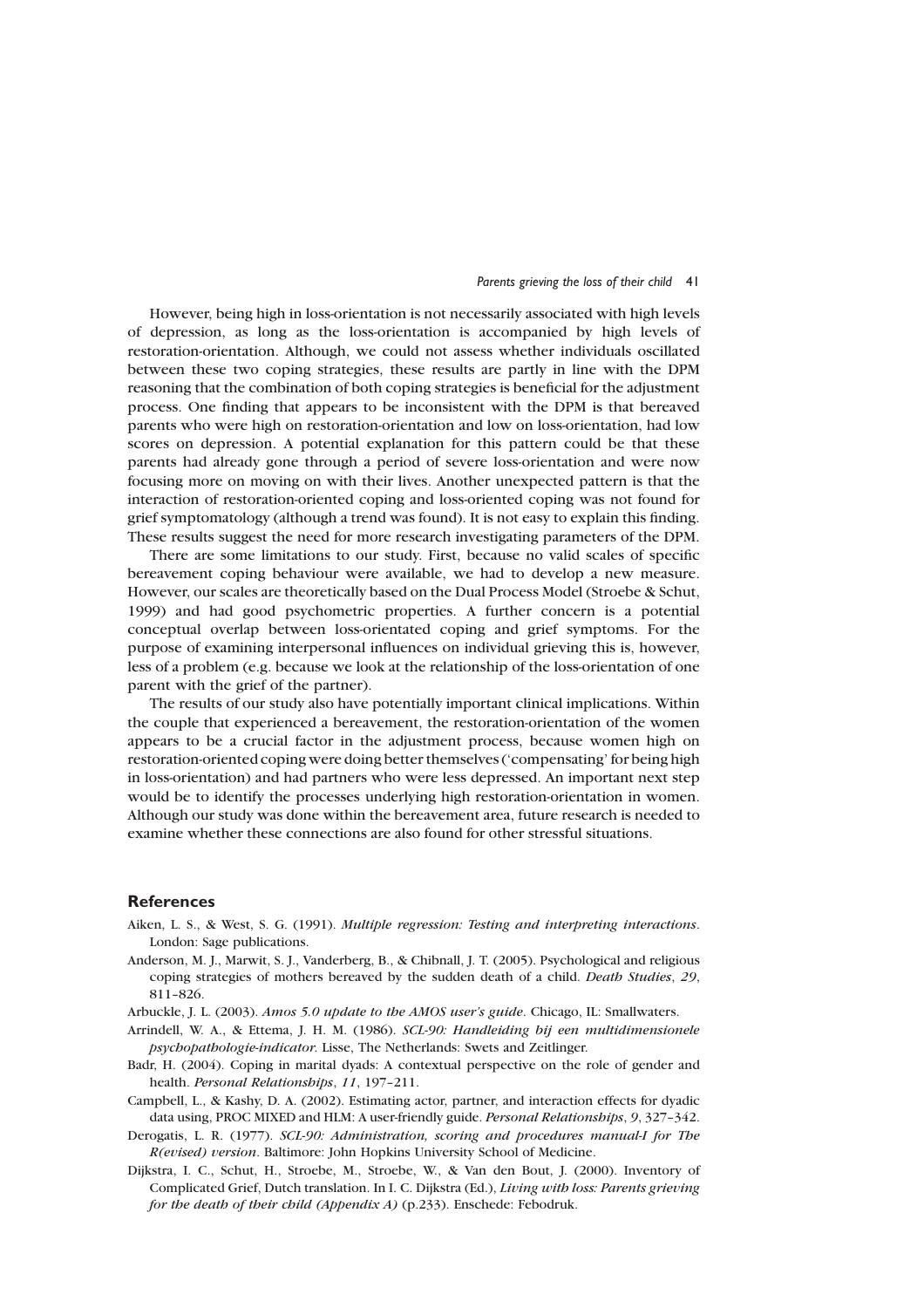However, being high in loss-orientation is not necessarily associated with high levels of depression, as long as the loss-orientation is accompanied by high levels of restoration-orientation. Although, we could not assess whether individuals oscillated between these two coping strategies, these results are partly in line with the DPM reasoning that the combination of both coping strategies is beneficial for the adjustment process. One finding that appears to be inconsistent with the DPM is that bereaved parents who were high on restoration-orientation and low on loss-orientation, had low scores on depression. A potential explanation for this pattern could be that these parents had already gone through a period of severe loss-orientation and were now focusing more on moving on with their lives. Another unexpected pattern is that the interaction of restoration-oriented coping and loss-oriented coping was not found for grief symptomatology (although a trend was found). It is not easy to explain this finding. These results suggest the need for more research investigating parameters of the DPM.

There are some limitations to our study. First, because no valid scales of specific bereavement coping behaviour were available, we had to develop a new measure. However, our scales are theoretically based on the Dual Process Model (Stroebe & Schut, 1999) and had good psychometric properties. A further concern is a potential conceptual overlap between loss-orientated coping and grief symptoms. For the purpose of examining interpersonal influences on individual grieving this is, however, less of a problem (e.g. because we look at the relationship of the loss-orientation of one parent with the grief of the partner).

The results of our study also have potentially important clinical implications. Within the couple that experienced a bereavement, the restoration-orientation of the women appears to be a crucial factor in the adjustment process, because women high on restoration-oriented coping were doing better themselves ('compensating' for being high in loss-orientation) and had partners who were less depressed. An important next step would be to identify the processes underlying high restoration-orientation in women. Although our study was done within the bereavement area, future research is needed to examine whether these connections are also found for other stressful situations.

## References

Aiken, L. S., & West, S. G. (1991). *Multiple regression: Testing and interpreting interactions*. London: Sage publications.

Anderson, M. J., Marwit, S. J., Vanderberg, B., & Chibnall, J. T. (2005). Psychological and religious coping strategies of mothers bereaved by the sudden death of a child. *Death Studies*, *29*, 811–826.

Arbuckle, J. L. (2003). *Amos 5.0 update to the AMOS user's guide*. Chicago, IL: Smallwaters.

Arrindell, W. A., & Ettema, J. H. M. (1986). *SCL-90: Handleiding bij een multidimensionele psychopathologie-indicator*. Lisse, The Netherlands: Swets and Zeitlinger.

Badr, H. (2004). Coping in marital dyads: A contextual perspective on the role of gender and health. *Personal Relationships*, *11*, 197–211.

Campbell, L., & Kashy, D. A. (2002). Estimating actor, partner, and interaction effects for dyadic data using, PROC MIXED and HLM: A user-friendly guide. *Personal Relationships*, *9*, 327–342.

Derogatis, L. R. (1977). *SCL-90: Administration, scoring and procedures manual-I for The R(evised) version*. Baltimore: John Hopkins University School of Medicine.

Dijkstra, I. C., Schut, H., Stroebe, M., Stroebe, W., & Van den Bout, J. (2000). Inventory of Complicated Grief, Dutch translation. In I. C. Dijkstra (Ed.), *Living with loss: Parents grieving for the death of their child (Appendix A)* (p.233). Enschede: Febodruk.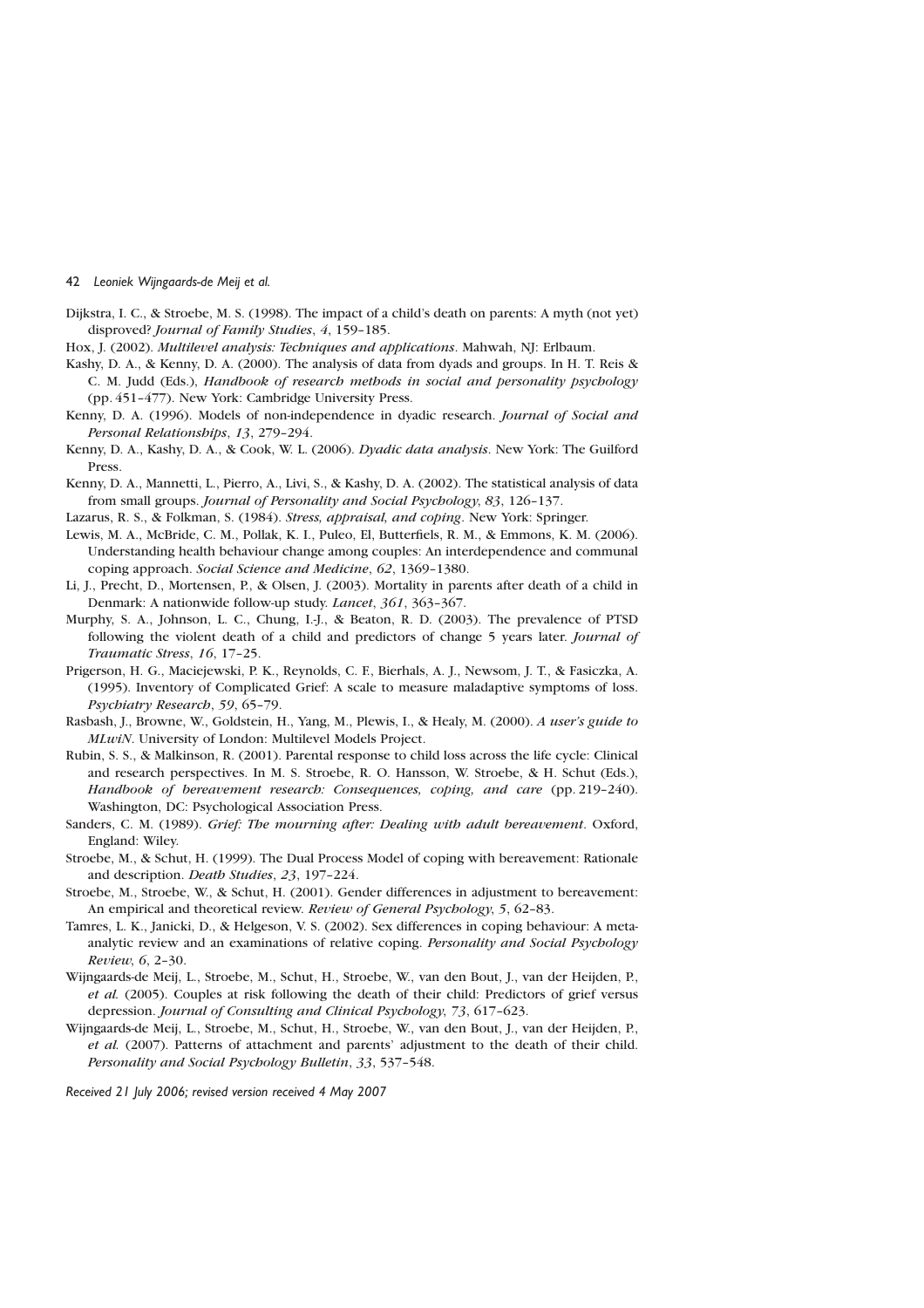Dijkstra, I. C., & Stroebe, M. S. (1998). The impact of a child's death on parents: A myth (not yet) disproved? *Journal of Family Studies*, *4*, 159–185.

Hox, J. (2002). *Multilevel analysis: Techniques and applications*. Mahwah, NJ: Erlbaum.

Kashy, D. A., & Kenny, D. A. (2000). The analysis of data from dyads and groups. In H. T. Reis & C. M. Judd (Eds.), *Handbook of research methods in social and personality psychology* (pp. 451–477). New York: Cambridge University Press.

Kenny, D. A. (1996). Models of non-independence in dyadic research. *Journal of Social and Personal Relationships*, *13*, 279–294.

Kenny, D. A., Kashy, D. A., & Cook, W. L. (2006). *Dyadic data analysis*. New York: The Guilford Press.

Kenny, D. A., Mannetti, L., Pierro, A., Livi, S., & Kashy, D. A. (2002). The statistical analysis of data from small groups. *Journal of Personality and Social Psychology*, *83*, 126–137.

Lazarus, R. S., & Folkman, S. (1984). *Stress, appraisal, and coping*. New York: Springer.

Lewis, M. A., McBride, C. M., Pollak, K. I., Puleo, El, Butterfiels, R. M., & Emmons, K. M. (2006). Understanding health behaviour change among couples: An interdependence and communal coping approach. *Social Science and Medicine*, *62*, 1369–1380.

Li, J., Precht, D., Mortensen, P., & Olsen, J. (2003). Mortality in parents after death of a child in Denmark: A nationwide follow-up study. *Lancet*, *361*, 363–367.

Murphy, S. A., Johnson, L. C., Chung, I.-J., & Beaton, R. D. (2003). The prevalence of PTSD following the violent death of a child and predictors of change 5 years later. *Journal of Traumatic Stress*, *16*, 17–25.

Prigerson, H. G., Maciejewski, P. K., Reynolds, C. F., Bierhals, A. J., Newsom, J. T., & Fasiczka, A. (1995). Inventory of Complicated Grief: A scale to measure maladaptive symptoms of loss. *Psychiatry Research*, *59*, 65–79.

Rasbash, J., Browne, W., Goldstein, H., Yang, M., Plewis, I., & Healy, M. (2000). *A user's guide to MLwiN*. University of London: Multilevel Models Project.

Rubin, S. S., & Malkinson, R. (2001). Parental response to child loss across the life cycle: Clinical and research perspectives. In M. S. Stroebe, R. O. Hansson, W. Stroebe, & H. Schut (Eds.), *Handbook of bereavement research: Consequences, coping, and care* (pp. 219–240). Washington, DC: Psychological Association Press.

Sanders, C. M. (1989). *Grief: The mourning after: Dealing with adult bereavement*. Oxford, England: Wiley.

Stroebe, M., & Schut, H. (1999). The Dual Process Model of coping with bereavement: Rationale and description. *Death Studies*, *23*, 197–224.

Stroebe, M., Stroebe, W., & Schut, H. (2001). Gender differences in adjustment to bereavement: An empirical and theoretical review. *Review of General Psychology*, *5*, 62–83.

Tamres, L. K., Janicki, D., & Helgeson, V. S. (2002). Sex differences in coping behaviour: A meta-analytic review and an examinations of relative coping. *Personality and Social Psychology Review*, *6*, 2–30.

Wijngaards-de Meij, L., Stroebe, M., Schut, H., Stroebe, W., van den Bout, J., van der Heijden, P., *et al.* (2005). Couples at risk following the death of their child: Predictors of grief versus depression. *Journal of Consulting and Clinical Psychology*, *73*, 617–623.

Wijngaards-de Meij, L., Stroebe, M., Schut, H., Stroebe, W., van den Bout, J., van der Heijden, P., *et al.* (2007). Patterns of attachment and parents' adjustment to the death of their child. *Personality and Social Psychology Bulletin*, *33*, 537–548.

*Received 21 July 2006; revised version received 4 May 2007*